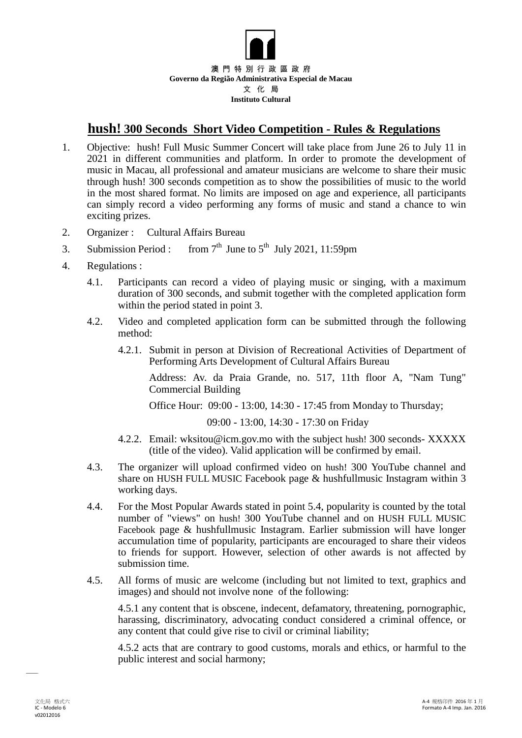澳門特別行政區政府
**Governo da Região Administrativa Especial de Macau**
文化局
**Instituto Cultural**

# hush! 300 Seconds Short Video Competition - Rules & Regulations

1. Objective: hush! Full Music Summer Concert will take place from June 26 to July 11 in 2021 in different communities and platform. In order to promote the development of music in Macau, all professional and amateur musicians are welcome to share their music through hush! 300 seconds competition as to show the possibilities of music to the world in the most shared format. No limits are imposed on age and experience, all participants can simply record a video performing any forms of music and stand a chance to win exciting prizes.

2. Organizer : Cultural Affairs Bureau

3. Submission Period : from 7th June to 5th July 2021, 11:59pm

4. Regulations :

   4.1. Participants can record a video of playing music or singing, with a maximum duration of 300 seconds, and submit together with the completed application form within the period stated in point 3.

   4.2. Video and completed application form can be submitted through the following method:

   4.2.1. Submit in person at Division of Recreational Activities of Department of Performing Arts Development of Cultural Affairs Bureau

   Address: Av. da Praia Grande, no. 517, 11th floor A, "Nam Tung" Commercial Building

   Office Hour: 09:00 - 13:00, 14:30 - 17:45 from Monday to Thursday;

   09:00 - 13:00, 14:30 - 17:30 on Friday

   4.2.2. Email: wksitou@icm.gov.mo with the subject hush! 300 seconds- XXXXX (title of the video). Valid application will be confirmed by email.

   4.3. The organizer will upload confirmed video on hush! 300 YouTube channel and share on HUSH FULL MUSIC Facebook page & hushfullmusic Instagram within 3 working days.

   4.4. For the Most Popular Awards stated in point 5.4, popularity is counted by the total number of "views" on hush! 300 YouTube channel and on HUSH FULL MUSIC Facebook page & hushfullmusic Instagram. Earlier submission will have longer accumulation time of popularity, participants are encouraged to share their videos to friends for support. However, selection of other awards is not affected by submission time.

   4.5. All forms of music are welcome (including but not limited to text, graphics and images) and should not involve none of the following:

   4.5.1 any content that is obscene, indecent, defamatory, threatening, pornographic, harassing, discriminatory, advocating conduct considered a criminal offence, or any content that could give rise to civil or criminal liability;

   4.5.2 acts that are contrary to good customs, morals and ethics, or harmful to the public interest and social harmony;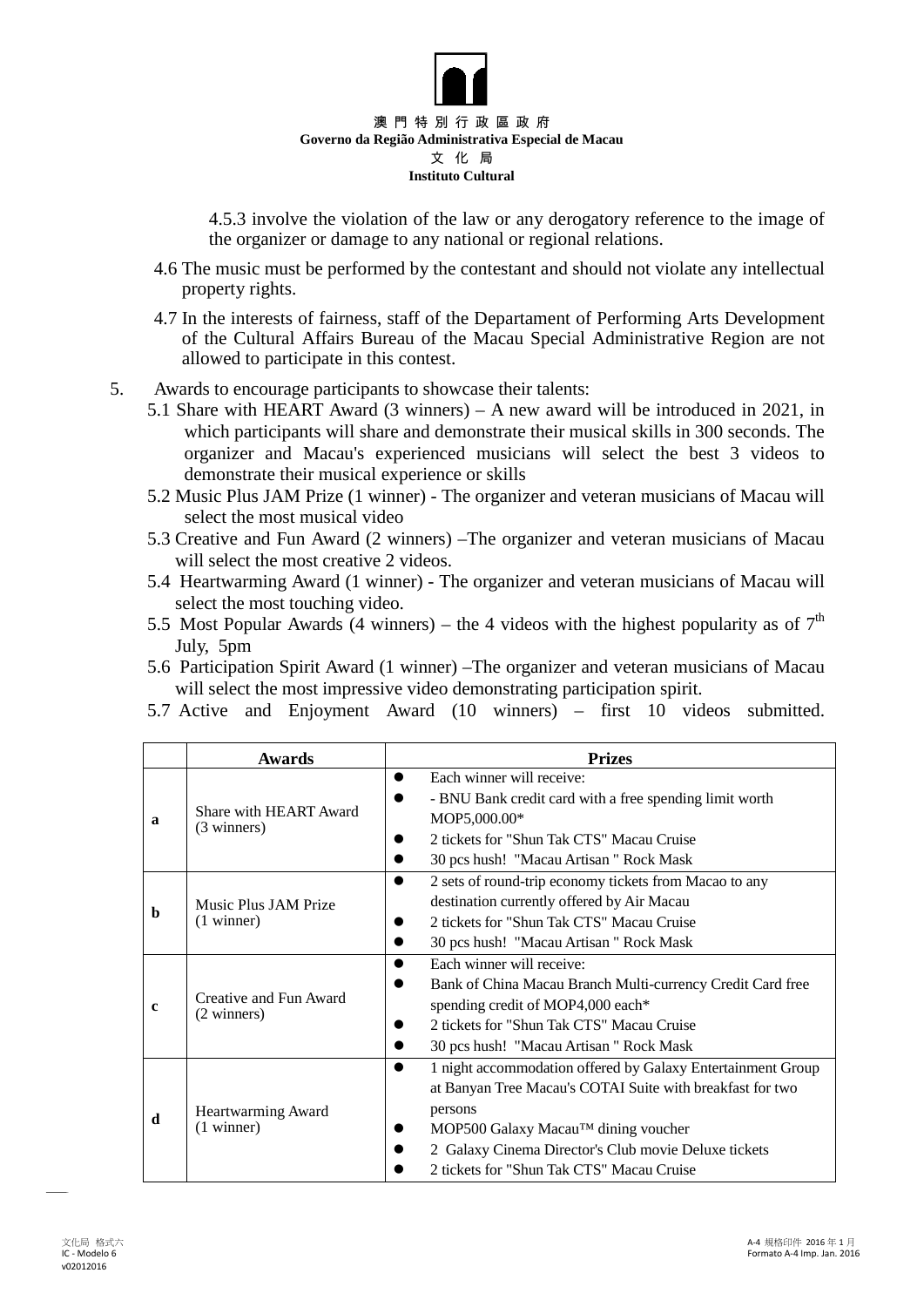4.5.3 involve the violation of the law or any derogatory reference to the image of the organizer or damage to any national or regional relations.

4.6 The music must be performed by the contestant and should not violate any intellectual property rights.

4.7 In the interests of fairness, staff of the Departament of Performing Arts Development of the Cultural Affairs Bureau of the Macau Special Administrative Region are not allowed to participate in this contest.

5. Awards to encourage participants to showcase their talents:

5.1 Share with HEART Award (3 winners) – A new award will be introduced in 2021, in which participants will share and demonstrate their musical skills in 300 seconds. The organizer and Macau's experienced musicians will select the best 3 videos to demonstrate their musical experience or skills

5.2 Music Plus JAM Prize (1 winner) - The organizer and veteran musicians of Macau will select the most musical video

5.3 Creative and Fun Award (2 winners) –The organizer and veteran musicians of Macau will select the most creative 2 videos.

5.4 Heartwarming Award (1 winner) - The organizer and veteran musicians of Macau will select the most touching video.

5.5 Most Popular Awards (4 winners) – the 4 videos with the highest popularity as of 7th July, 5pm

5.6 Participation Spirit Award (1 winner) –The organizer and veteran musicians of Macau will select the most impressive video demonstrating participation spirit.

5.7 Active and Enjoyment Award (10 winners) – first 10 videos submitted.

| | Awards | Prizes |
|---|---|---|
| a | Share with HEART Award (3 winners) | • Each winner will receive:<br>• - BNU Bank credit card with a free spending limit worth MOP5,000.00*<br>• 2 tickets for "Shun Tak CTS" Macau Cruise<br>• 30 pcs hush! "Macau Artisan " Rock Mask |
| b | Music Plus JAM Prize (1 winner) | • 2 sets of round-trip economy tickets from Macao to any destination currently offered by Air Macau<br>• 2 tickets for "Shun Tak CTS" Macau Cruise<br>• 30 pcs hush! "Macau Artisan " Rock Mask |
| c | Creative and Fun Award (2 winners) | • Each winner will receive:<br>• Bank of China Macau Branch Multi-currency Credit Card free spending credit of MOP4,000 each*<br>• 2 tickets for "Shun Tak CTS" Macau Cruise<br>• 30 pcs hush! "Macau Artisan " Rock Mask |
| d | Heartwarming Award (1 winner) | • 1 night accommodation offered by Galaxy Entertainment Group at Banyan Tree Macau's COTAI Suite with breakfast for two persons<br>• MOP500 Galaxy Macau™ dining voucher<br>• 2 Galaxy Cinema Director's Club movie Deluxe tickets<br>• 2 tickets for "Shun Tak CTS" Macau Cruise |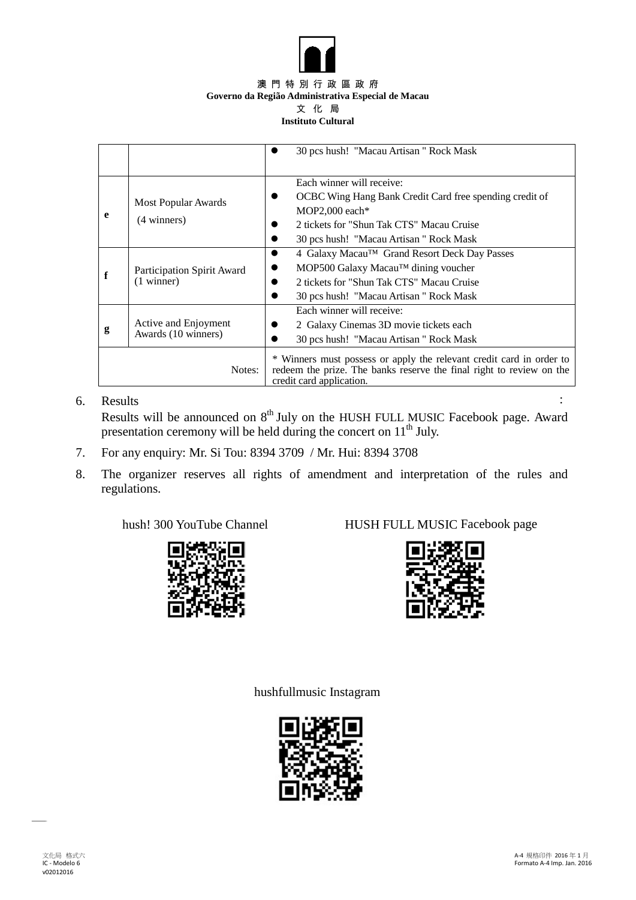澳 門 特 別 行 政 區 政 府
**Governo da Região Administrativa Especial de Macau**
文 化 局
**Instituto Cultural**

| | | |
|---|---|---|
| | | ● 30 pcs hush! "Macau Artisan " Rock Mask |
| **e** | Most Popular Awards (4 winners) | Each winner will receive:<br>● OCBC Wing Hang Bank Credit Card free spending credit of MOP2,000 each*<br>● 2 tickets for "Shun Tak CTS" Macau Cruise<br>● 30 pcs hush! "Macau Artisan " Rock Mask |
| **f** | Participation Spirit Award (1 winner) | ● 4 Galaxy Macau™ Grand Resort Deck Day Passes<br>● MOP500 Galaxy Macau™ dining voucher<br>● 2 tickets for "Shun Tak CTS" Macau Cruise<br>● 30 pcs hush! "Macau Artisan " Rock Mask |
| **g** | Active and Enjoyment Awards (10 winners) | Each winner will receive:<br>● 2 Galaxy Cinemas 3D movie tickets each<br>● 30 pcs hush! "Macau Artisan " Rock Mask |
| Notes: | | * Winners must possess or apply the relevant credit card in order to redeem the prize. The banks reserve the final right to review on the credit card application. |

6. Results :
   Results will be announced on 8th July on the HUSH FULL MUSIC Facebook page. Award presentation ceremony will be held during the concert on 11th July.
7. For any enquiry: Mr. Si Tou: 8394 3709 / Mr. Hui: 8394 3708
8. The organizer reserves all rights of amendment and interpretation of the rules and regulations.

hush! 300 YouTube Channel

HUSH FULL MUSIC Facebook page

hushfullmusic Instagram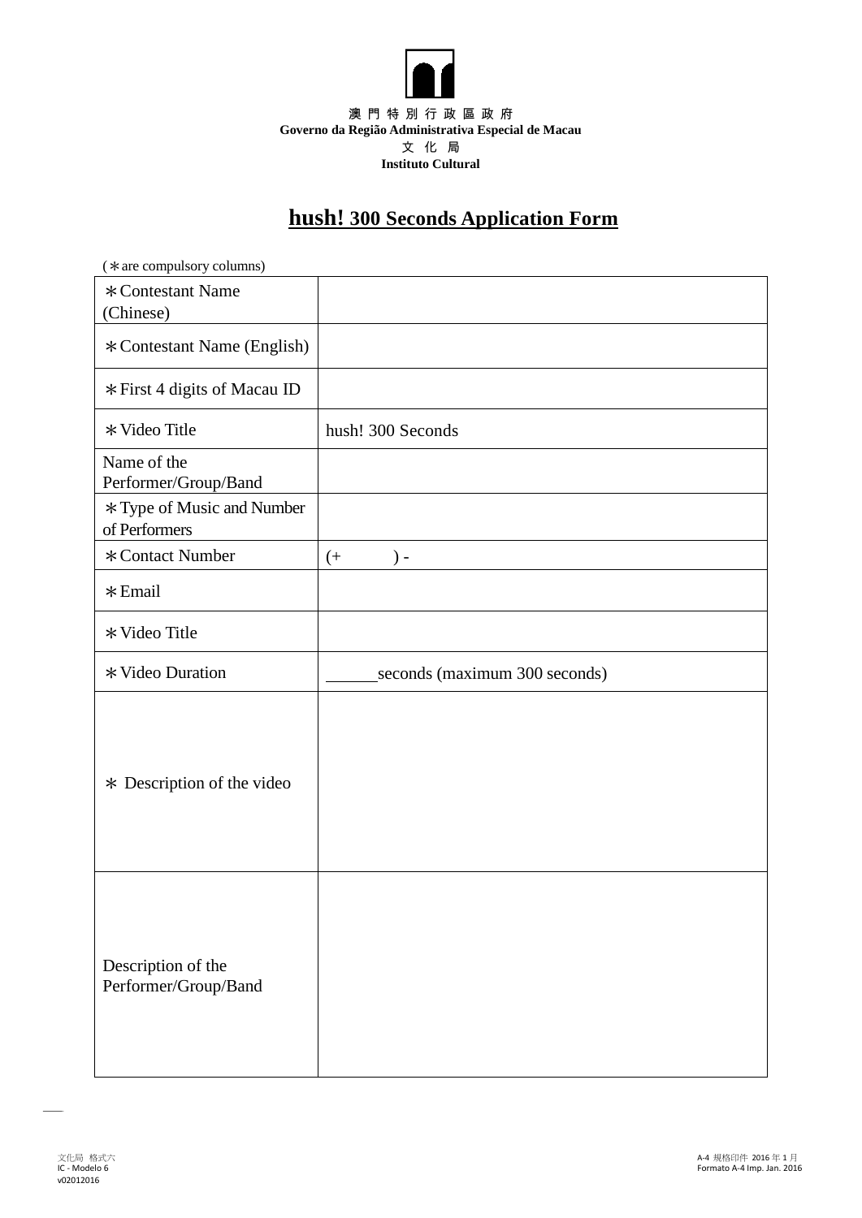澳 門 特 別 行 政 區 政 府
**Governo da Região Administrativa Especial de Macau**
文 化 局
**Instituto Cultural**

# hush! 300 Seconds Application Form

(＊are compulsory columns)

| | |
|---|---|
| ＊Contestant Name (Chinese) | |
| ＊Contestant Name (English) | |
| ＊First 4 digits of Macau ID | |
| ＊Video Title | hush! 300 Seconds |
| Name of the Performer/Group/Band | |
| ＊Type of Music and Number of Performers | |
| ＊Contact Number | (+ ) - |
| ＊Email | |
| ＊Video Title | |
| ＊Video Duration | ______seconds (maximum 300 seconds) |
| ＊ Description of the video | |
| Description of the Performer/Group/Band | |

文化局 格式六
IC - Modelo 6
v02012016

A-4 規格印件 2016 年 1 月
Formato A-4 Imp. Jan. 2016